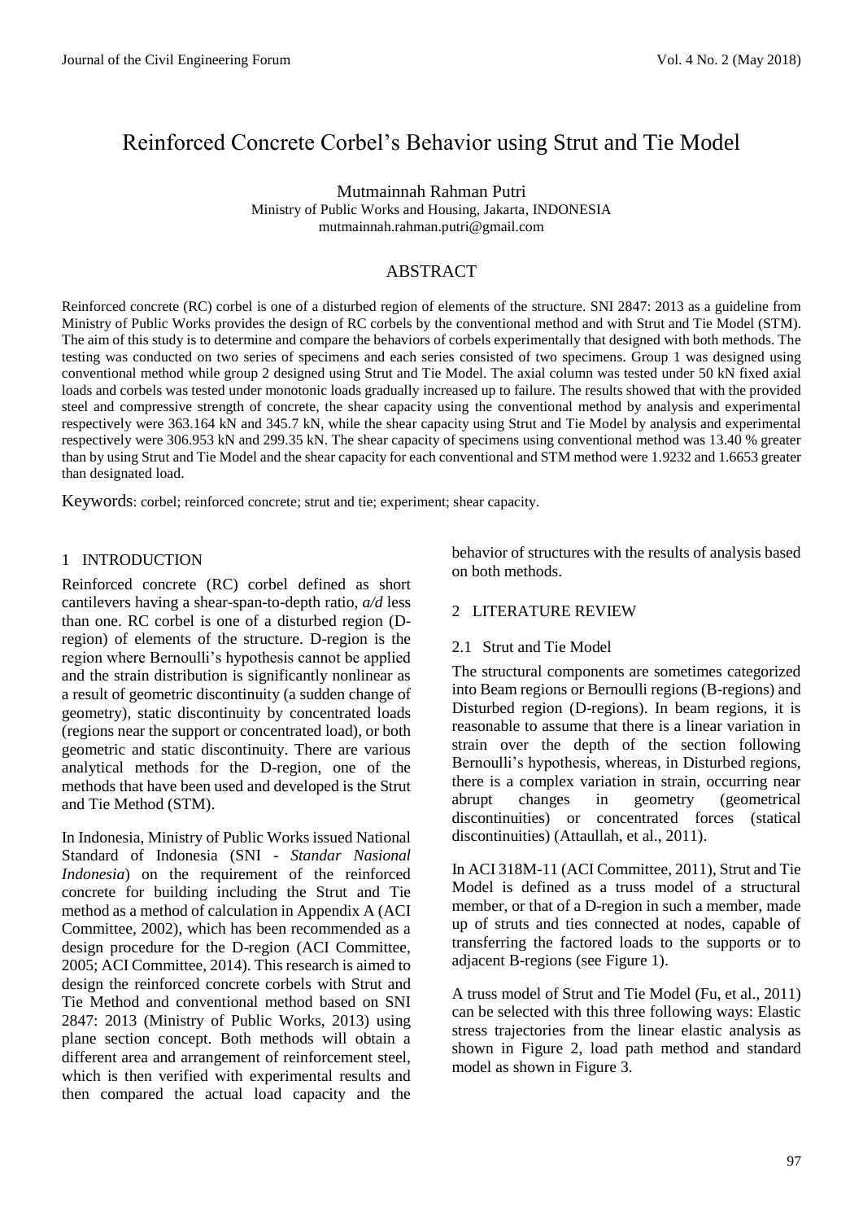# Reinforced Concrete Corbel's Behavior using Strut and Tie Model

Mutmainnah Rahman Putri
Ministry of Public Works and Housing, Jakarta, INDONESIA
mutmainnah.rahman.putri@gmail.com

## ABSTRACT

Reinforced concrete (RC) corbel is one of a disturbed region of elements of the structure. SNI 2847: 2013 as a guideline from Ministry of Public Works provides the design of RC corbels by the conventional method and with Strut and Tie Model (STM). The aim of this study is to determine and compare the behaviors of corbels experimentally that designed with both methods. The testing was conducted on two series of specimens and each series consisted of two specimens. Group 1 was designed using conventional method while group 2 designed using Strut and Tie Model. The axial column was tested under 50 kN fixed axial loads and corbels was tested under monotonic loads gradually increased up to failure. The results showed that with the provided steel and compressive strength of concrete, the shear capacity using the conventional method by analysis and experimental respectively were 363.164 kN and 345.7 kN, while the shear capacity using Strut and Tie Model by analysis and experimental respectively were 306.953 kN and 299.35 kN. The shear capacity of specimens using conventional method was 13.40 % greater than by using Strut and Tie Model and the shear capacity for each conventional and STM method were 1.9232 and 1.6653 greater than designated load.

Keywords: corbel; reinforced concrete; strut and tie; experiment; shear capacity.

## 1 INTRODUCTION

Reinforced concrete (RC) corbel defined as short cantilevers having a shear-span-to-depth ratio, *a/d* less than one. RC corbel is one of a disturbed region (D-region) of elements of the structure. D-region is the region where Bernoulli's hypothesis cannot be applied and the strain distribution is significantly nonlinear as a result of geometric discontinuity (a sudden change of geometry), static discontinuity by concentrated loads (regions near the support or concentrated load), or both geometric and static discontinuity. There are various analytical methods for the D-region, one of the methods that have been used and developed is the Strut and Tie Method (STM).

In Indonesia, Ministry of Public Works issued National Standard of Indonesia (SNI - *Standar Nasional Indonesia*) on the requirement of the reinforced concrete for building including the Strut and Tie method as a method of calculation in Appendix A (ACI Committee, 2002), which has been recommended as a design procedure for the D-region (ACI Committee, 2005; ACI Committee, 2014). This research is aimed to design the reinforced concrete corbels with Strut and Tie Method and conventional method based on SNI 2847: 2013 (Ministry of Public Works, 2013) using plane section concept. Both methods will obtain a different area and arrangement of reinforcement steel, which is then verified with experimental results and then compared the actual load capacity and the behavior of structures with the results of analysis based on both methods.

## 2 LITERATURE REVIEW

### 2.1 Strut and Tie Model

The structural components are sometimes categorized into Beam regions or Bernoulli regions (B-regions) and Disturbed region (D-regions). In beam regions, it is reasonable to assume that there is a linear variation in strain over the depth of the section following Bernoulli's hypothesis, whereas, in Disturbed regions, there is a complex variation in strain, occurring near abrupt changes in geometry (geometrical discontinuities) or concentrated forces (statical discontinuities) (Attaullah, et al., 2011).

In ACI 318M-11 (ACI Committee, 2011), Strut and Tie Model is defined as a truss model of a structural member, or that of a D-region in such a member, made up of struts and ties connected at nodes, capable of transferring the factored loads to the supports or to adjacent B-regions (see Figure 1).

A truss model of Strut and Tie Model (Fu, et al., 2011) can be selected with this three following ways: Elastic stress trajectories from the linear elastic analysis as shown in Figure 2, load path method and standard model as shown in Figure 3.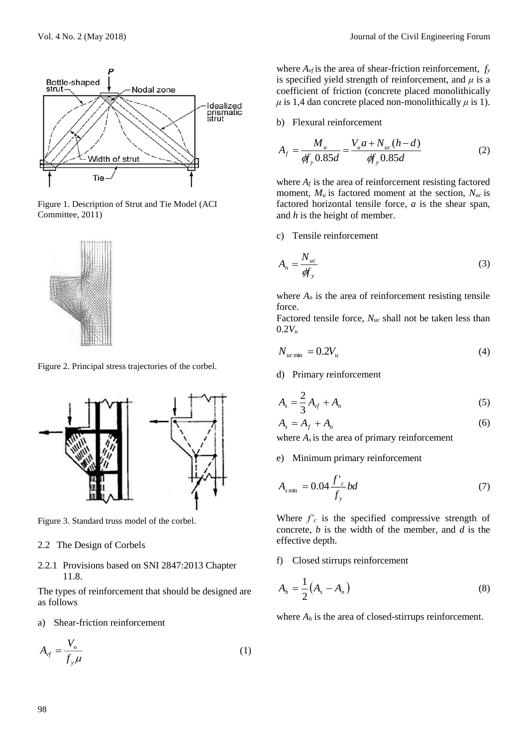Figure 1. Description of Strut and Tie Model (ACI Committee, 2011)

Figure 2. Principal stress trajectories of the corbel.

Figure 3. Standard truss model of the corbel.

### 2.2 The Design of Corbels

#### 2.2.1 Provisions based on SNI 2847:2013 Chapter 11.8.

The types of reinforcement that should be designed are as follows

a) Shear-friction reinforcement

$$A_{vf} = \frac{V_n}{f_y \mu} \tag{1}$$

where $A_{vf}$ is the area of shear-friction reinforcement, $f_y$ is specified yield strength of reinforcement, and $\mu$ is a coefficient of friction (concrete placed monolithically $\mu$ is 1,4 dan concrete placed non-monolithically $\mu$ is 1).

b) Flexural reinforcement

$$A_f = \frac{M_u}{\phi f_y 0.85d} = \frac{V_u a + N_{uc}(h-d)}{\phi f_y 0.85d} \tag{2}$$

where $A_f$ is the area of reinforcement resisting factored moment, $M_u$ is factored moment at the section, $N_{uc}$ is factored horizontal tensile force, $a$ is the shear span, and $h$ is the height of member.

c) Tensile reinforcement

$$A_n = \frac{N_{uc}}{\phi f_y} \tag{3}$$

where $A_n$ is the area of reinforcement resisting tensile force.

Factored tensile force, $N_{uc}$ shall not be taken less than $0.2V_u$

$$N_{uc\min} = 0.2V_u \tag{4}$$

d) Primary reinforcement

$$A_s = \frac{2}{3}A_{vf} + A_n \tag{5}$$

$$A_s = A_f + A_n \tag{6}$$

where $A_s$ is the area of primary reinforcement

e) Minimum primary reinforcement

$$A_{s\min} = 0.04\frac{f'_c}{f_y}bd \tag{7}$$

Where $f'_c$ is the specified compressive strength of concrete, $b$ is the width of the member, and $d$ is the effective depth.

f) Closed stirrups reinforcement

$$A_h = \frac{1}{2}\left(A_s - A_n\right) \tag{8}$$

where $A_h$ is the area of closed-stirrups reinforcement.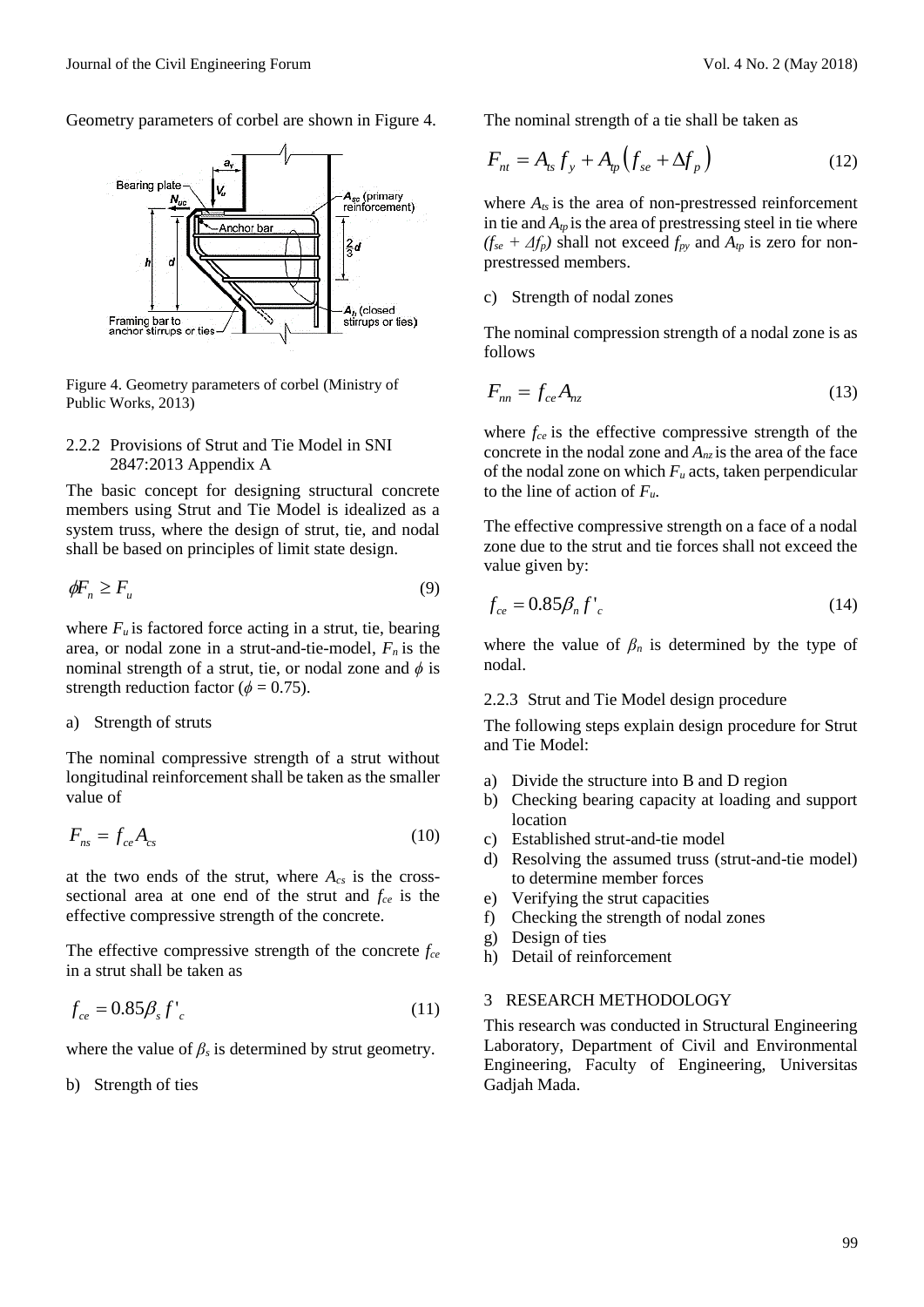Geometry parameters of corbel are shown in Figure 4.

Figure 4. Geometry parameters of corbel (Ministry of Public Works, 2013)

### 2.2.2 Provisions of Strut and Tie Model in SNI 2847:2013 Appendix A

The basic concept for designing structural concrete members using Strut and Tie Model is idealized as a system truss, where the design of strut, tie, and nodal shall be based on principles of limit state design.

$$\phi F_n \geq F_u \tag{9}$$

where $F_u$ is factored force acting in a strut, tie, bearing area, or nodal zone in a strut-and-tie-model, $F_n$ is the nominal strength of a strut, tie, or nodal zone and $\phi$ is strength reduction factor ($\phi$ = 0.75).

a) Strength of struts

The nominal compressive strength of a strut without longitudinal reinforcement shall be taken as the smaller value of

$$F_{ns} = f_{ce} A_{cs} \tag{10}$$

at the two ends of the strut, where $A_{cs}$ is the cross-sectional area at one end of the strut and $f_{ce}$ is the effective compressive strength of the concrete.

The effective compressive strength of the concrete $f_{ce}$ in a strut shall be taken as

$$f_{ce} = 0.85 \beta_s f'_c \tag{11}$$

where the value of $\beta_s$ is determined by strut geometry.

b) Strength of ties

The nominal strength of a tie shall be taken as

$$F_{nt} = A_{ts} f_y + A_{tp} \left( f_{se} + \Delta f_p \right) \tag{12}$$

where $A_{ts}$ is the area of non-prestressed reinforcement in tie and $A_{tp}$ is the area of prestressing steel in tie where $(f_{se} + \Delta f_p)$ shall not exceed $f_{py}$ and $A_{tp}$ is zero for non-prestressed members.

c) Strength of nodal zones

The nominal compression strength of a nodal zone is as follows

$$F_{nn} = f_{ce} A_{nz} \tag{13}$$

where $f_{ce}$ is the effective compressive strength of the concrete in the nodal zone and $A_{nz}$ is the area of the face of the nodal zone on which $F_u$ acts, taken perpendicular to the line of action of $F_u$.

The effective compressive strength on a face of a nodal zone due to the strut and tie forces shall not exceed the value given by:

$$f_{ce} = 0.85 \beta_n f'_c \tag{14}$$

where the value of $\beta_n$ is determined by the type of nodal.

### 2.2.3 Strut and Tie Model design procedure

The following steps explain design procedure for Strut and Tie Model:

a) Divide the structure into B and D region
b) Checking bearing capacity at loading and support location
c) Established strut-and-tie model
d) Resolving the assumed truss (strut-and-tie model) to determine member forces
e) Verifying the strut capacities
f) Checking the strength of nodal zones
g) Design of ties
h) Detail of reinforcement

## 3 RESEARCH METHODOLOGY

This research was conducted in Structural Engineering Laboratory, Department of Civil and Environmental Engineering, Faculty of Engineering, Universitas Gadjah Mada.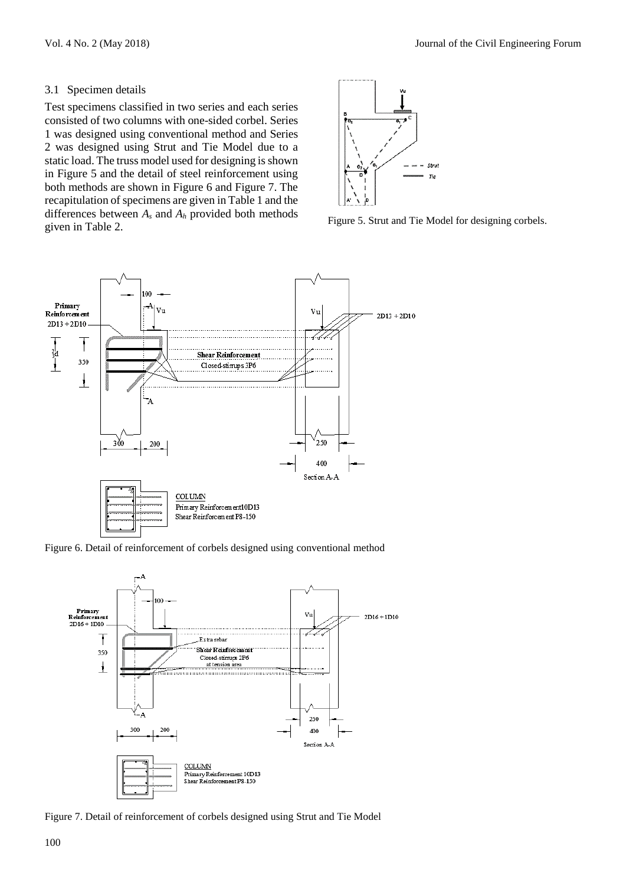### 3.1 Specimen details

Test specimens classified in two series and each series consisted of two columns with one-sided corbel. Series 1 was designed using conventional method and Series 2 was designed using Strut and Tie Model due to a static load. The truss model used for designing is shown in Figure 5 and the detail of steel reinforcement using both methods are shown in Figure 6 and Figure 7. The recapitulation of specimens are given in Table 1 and the differences between $A_s$ and $A_h$ provided both methods given in Table 2.

Figure 5. Strut and Tie Model for designing corbels.

Figure 6. Detail of reinforcement of corbels designed using conventional method

Figure 7. Detail of reinforcement of corbels designed using Strut and Tie Model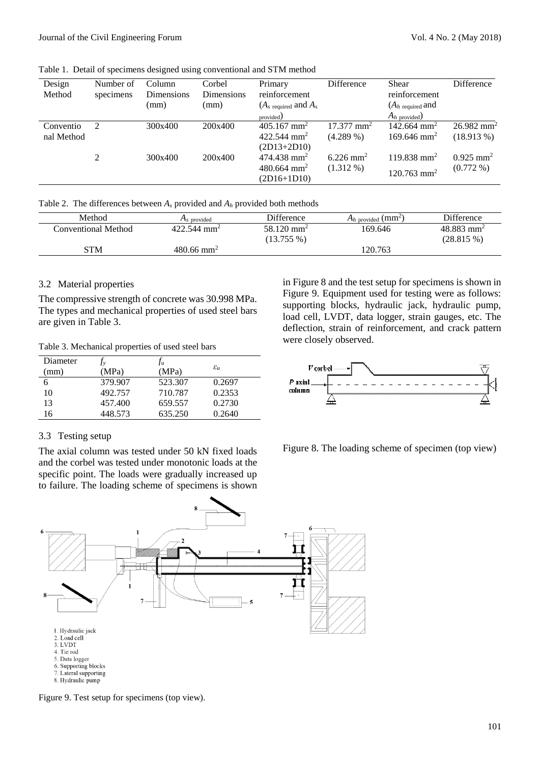Table 1. Detail of specimens designed using conventional and STM method

| Design Method | Number of specimens | Column Dimensions (mm) | Corbel Dimensions (mm) | Primary reinforcement ($A_{s\ required}$ and $A_{s\ provided}$) | Difference | Shear reinforcement ($A_{h\ required}$ and $A_{h\ provided}$) | Difference |
|---|---|---|---|---|---|---|---|
| Conventional Method | 2 | 300x400 | 200x400 | 405.167 mm$^2$ 422.544 mm$^2$ (2D13+2D10) | 17.377 mm$^2$ (4.289 %) | 142.664 mm$^2$ 169.646 mm$^2$ | 26.982 mm$^2$ (18.913 %) |
| | 2 | 300x400 | 200x400 | 474.438 mm$^2$ 480.664 mm$^2$ (2D16+1D10) | 6.226 mm$^2$ (1.312 %) | 119.838 mm$^2$ 120.763 mm$^2$ | 0.925 mm$^2$ (0.772 %) |

Table 2. The differences between $A_s$ provided and $A_h$ provided both methods

| Method | $A_{s\ provided}$ | Difference | $A_{h\ provided}$ (mm$^2$) | Difference |
|---|---|---|---|---|
| Conventional Method | 422.544 mm$^2$ | 58.120 mm$^2$ (13.755 %) | 169.646 | 48.883 mm$^2$ (28.815 %) |
| STM | 480.66 mm$^2$ | | 120.763 | |

### 3.2 Material properties

The compressive strength of concrete was 30.998 MPa. The types and mechanical properties of used steel bars are given in Table 3.

Table 3. Mechanical properties of used steel bars

| Diameter (mm) | $f_y$ (MPa) | $f_u$ (MPa) | $\varepsilon_u$ |
|---|---|---|---|
| 6 | 379.907 | 523.307 | 0.2697 |
| 10 | 492.757 | 710.787 | 0.2353 |
| 13 | 457.400 | 659.557 | 0.2730 |
| 16 | 448.573 | 635.250 | 0.2640 |

### 3.3 Testing setup

The axial column was tested under 50 kN fixed loads and the corbel was tested under monotonic loads at the specific point. The loads were gradually increased up to failure. The loading scheme of specimens is shown in Figure 8 and the test setup for specimens is shown in Figure 9. Equipment used for testing were as follows: supporting blocks, hydraulic jack, hydraulic pump, load cell, LVDT, data logger, strain gauges, etc. The deflection, strain of reinforcement, and crack pattern were closely observed.

Figure 8. The loading scheme of specimen (top view)

1. Hydraulic jack
2. Load cell
3. LVDT
4. Tie rod
5. Data logger
6. Supporting blocks
7. Lateral supporting
8. Hydraulic pump

Figure 9. Test setup for specimens (top view).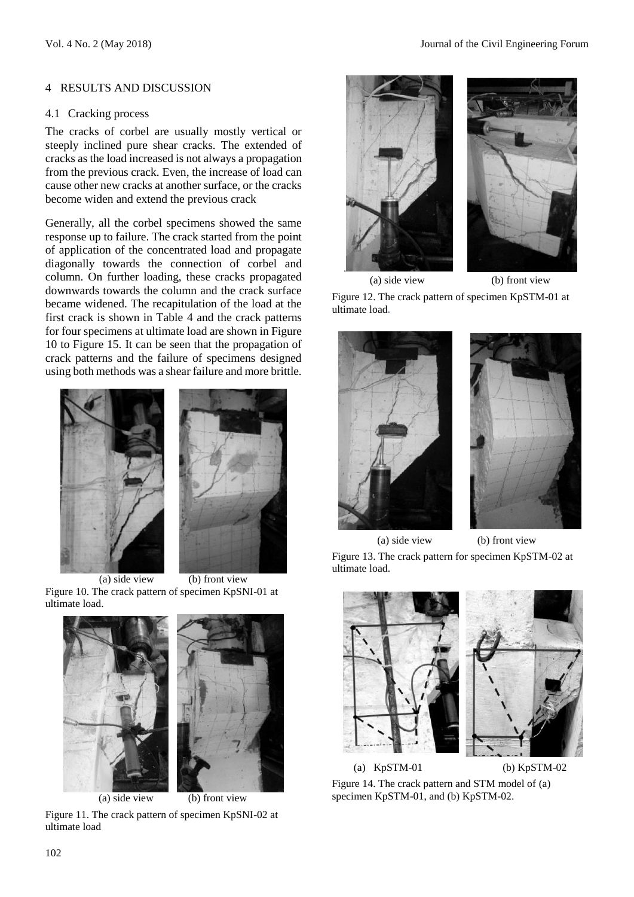## 4 RESULTS AND DISCUSSION

### 4.1 Cracking process

The cracks of corbel are usually mostly vertical or steeply inclined pure shear cracks. The extended of cracks as the load increased is not always a propagation from the previous crack. Even, the increase of load can cause other new cracks at another surface, or the cracks become widen and extend the previous crack

Generally, all the corbel specimens showed the same response up to failure. The crack started from the point of application of the concentrated load and propagate diagonally towards the connection of corbel and column. On further loading, these cracks propagated downwards towards the column and the crack surface became widened. The recapitulation of the load at the first crack is shown in Table 4 and the crack patterns for four specimens at ultimate load are shown in Figure 10 to Figure 15. It can be seen that the propagation of crack patterns and the failure of specimens designed using both methods was a shear failure and more brittle.

(a) side view (b) front view

Figure 10. The crack pattern of specimen KpSNI-01 at ultimate load.

(a) side view (b) front view

Figure 11. The crack pattern of specimen KpSNI-02 at ultimate load

(a) side view (b) front view

Figure 12. The crack pattern of specimen KpSTM-01 at ultimate load.

(a) side view (b) front view

Figure 13. The crack pattern for specimen KpSTM-02 at ultimate load.

(a) KpSTM-01 (b) KpSTM-02

Figure 14. The crack pattern and STM model of (a) specimen KpSTM-01, and (b) KpSTM-02.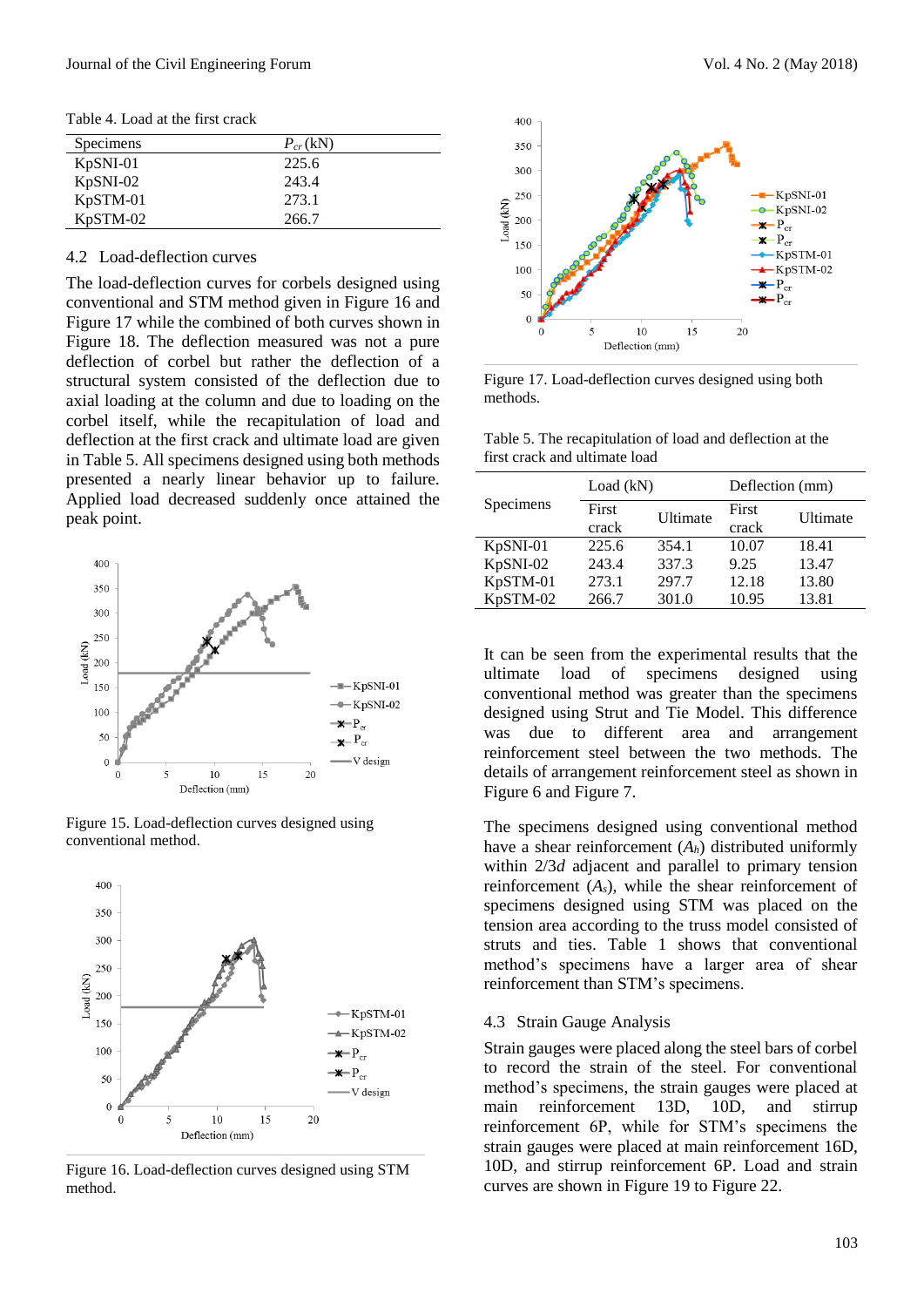Table 4. Load at the first crack

| Specimens | $P_{cr}$ (kN) |
|---|---|
| KpSNI-01 | 225.6 |
| KpSNI-02 | 243.4 |
| KpSTM-01 | 273.1 |
| KpSTM-02 | 266.7 |

## 4.2 Load-deflection curves

The load-deflection curves for corbels designed using conventional and STM method given in Figure 16 and Figure 17 while the combined of both curves shown in Figure 18. The deflection measured was not a pure deflection of corbel but rather the deflection of a structural system consisted of the deflection due to axial loading at the column and due to loading on the corbel itself, while the recapitulation of load and deflection at the first crack and ultimate load are given in Table 5. All specimens designed using both methods presented a nearly linear behavior up to failure. Applied load decreased suddenly once attained the peak point.

Figure 15. Load-deflection curves designed using conventional method.

Figure 16. Load-deflection curves designed using STM method.

Figure 17. Load-deflection curves designed using both methods.

Table 5. The recapitulation of load and deflection at the first crack and ultimate load

| Specimens | Load (kN) | | Deflection (mm) | |
|---|---|---|---|---|
| | First crack | Ultimate | First crack | Ultimate |
| KpSNI-01 | 225.6 | 354.1 | 10.07 | 18.41 |
| KpSNI-02 | 243.4 | 337.3 | 9.25 | 13.47 |
| KpSTM-01 | 273.1 | 297.7 | 12.18 | 13.80 |
| KpSTM-02 | 266.7 | 301.0 | 10.95 | 13.81 |

It can be seen from the experimental results that the ultimate load of specimens designed using conventional method was greater than the specimens designed using Strut and Tie Model. This difference was due to different area and arrangement reinforcement steel between the two methods. The details of arrangement reinforcement steel as shown in Figure 6 and Figure 7.

The specimens designed using conventional method have a shear reinforcement ($A_h$) distributed uniformly within 2/3$d$ adjacent and parallel to primary tension reinforcement ($A_s$), while the shear reinforcement of specimens designed using STM was placed on the tension area according to the truss model consisted of struts and ties. Table 1 shows that conventional method's specimens have a larger area of shear reinforcement than STM's specimens.

## 4.3 Strain Gauge Analysis

Strain gauges were placed along the steel bars of corbel to record the strain of the steel. For conventional method's specimens, the strain gauges were placed at main reinforcement 13D, 10D, and stirrup reinforcement 6P, while for STM's specimens the strain gauges were placed at main reinforcement 16D, 10D, and stirrup reinforcement 6P. Load and strain curves are shown in Figure 19 to Figure 22.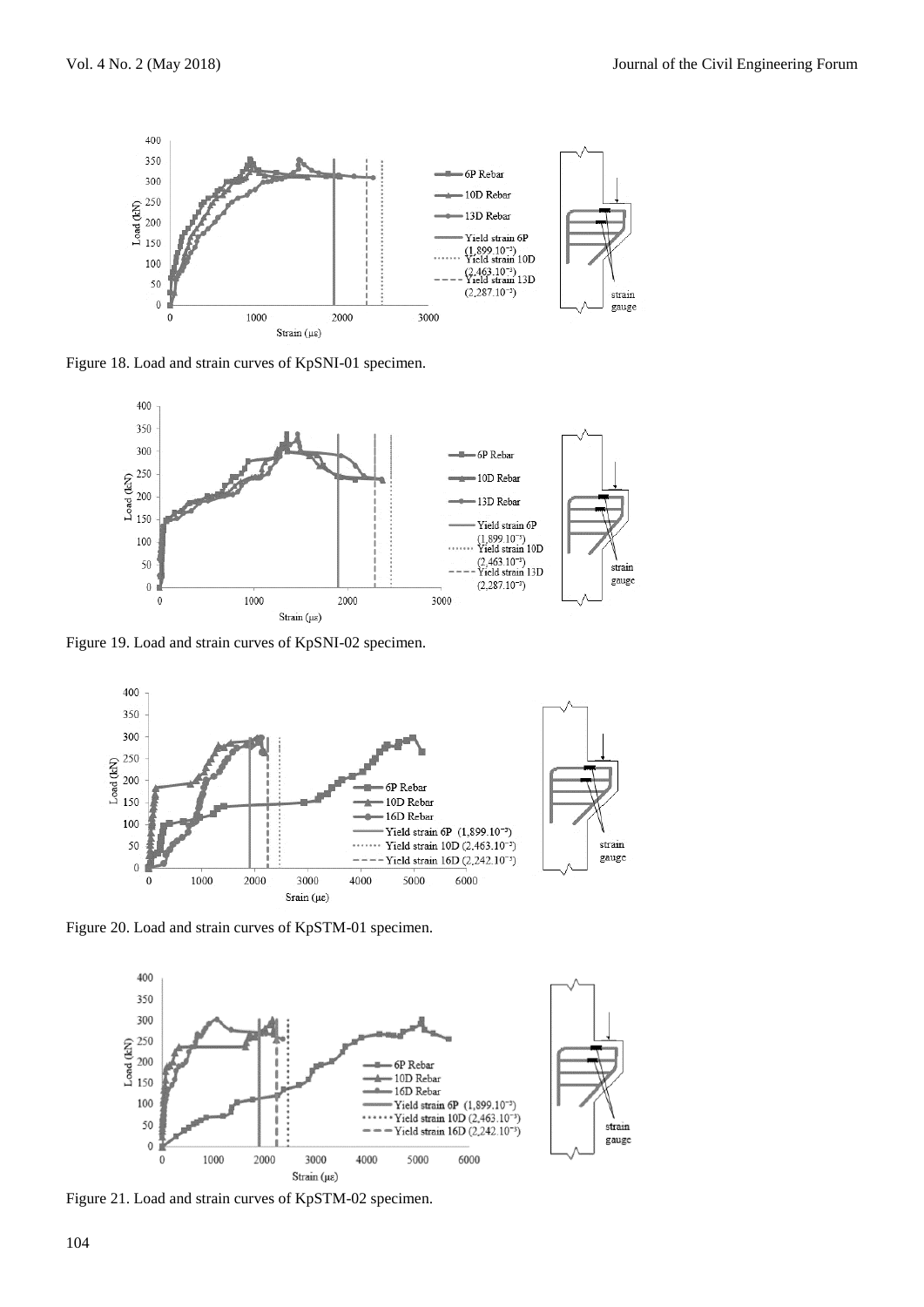Figure 18. Load and strain curves of KpSNI-01 specimen.

Figure 19. Load and strain curves of KpSNI-02 specimen.

Figure 20. Load and strain curves of KpSTM-01 specimen.

Figure 21. Load and strain curves of KpSTM-02 specimen.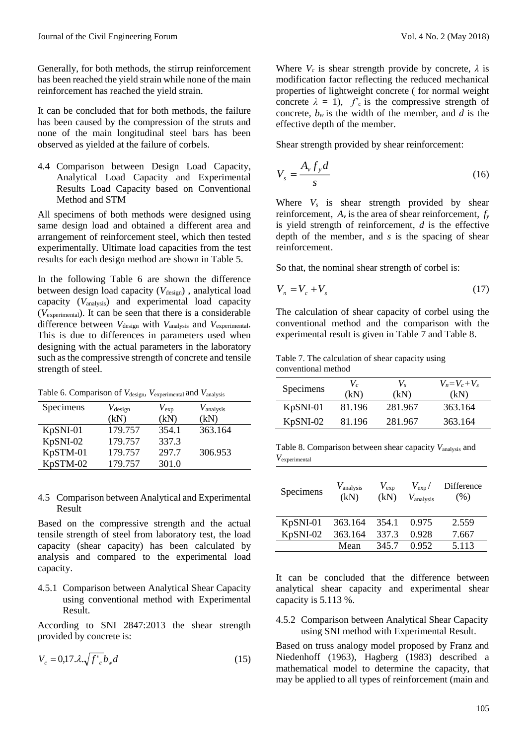Generally, for both methods, the stirrup reinforcement has been reached the yield strain while none of the main reinforcement has reached the yield strain.

It can be concluded that for both methods, the failure has been caused by the compression of the struts and none of the main longitudinal steel bars has been observed as yielded at the failure of corbels.

### 4.4 Comparison between Design Load Capacity, Analytical Load Capacity and Experimental Results Load Capacity based on Conventional Method and STM

All specimens of both methods were designed using same design load and obtained a different area and arrangement of reinforcement steel, which then tested experimentally. Ultimate load capacities from the test results for each design method are shown in Table 5.

In the following Table 6 are shown the difference between design load capacity ($V_{design}$) , analytical load capacity ($V_{analysis}$) and experimental load capacity ($V_{experimental}$). It can be seen that there is a considerable difference between $V_{design}$ with $V_{analysis}$ and $V_{experimental}$. This is due to differences in parameters used when designing with the actual parameters in the laboratory such as the compressive strength of concrete and tensile strength of steel.

Table 6. Comparison of $V_{design}$, $V_{experimental}$ and $V_{analysis}$

| Specimens | $V_{design}$ (kN) | $V_{exp}$ (kN) | $V_{analysis}$ (kN) |
|---|---|---|---|
| KpSNI-01 | 179.757 | 354.1 | 363.164 |
| KpSNI-02 | 179.757 | 337.3 | |
| KpSTM-01 | 179.757 | 297.7 | 306.953 |
| KpSTM-02 | 179.757 | 301.0 | |

### 4.5 Comparison between Analytical and Experimental Result

Based on the compressive strength and the actual tensile strength of steel from laboratory test, the load capacity (shear capacity) has been calculated by analysis and compared to the experimental load capacity.

#### 4.5.1 Comparison between Analytical Shear Capacity using conventional method with Experimental Result.

According to SNI 2847:2013 the shear strength provided by concrete is:

$$V_c = 0{,}17.\lambda.\sqrt{f'_c}\, b_w d \tag{15}$$

Where $V_c$ is shear strength provide by concrete, $\lambda$ is modification factor reflecting the reduced mechanical properties of lightweight concrete ( for normal weight concrete $\lambda = 1$), $f'_c$ is the compressive strength of concrete, $b_w$ is the width of the member, and $d$ is the effective depth of the member.

Shear strength provided by shear reinforcement:

$$V_s = \frac{A_v f_y d}{s} \tag{16}$$

Where $V_s$ is shear strength provided by shear reinforcement, $A_v$ is the area of shear reinforcement, $f_y$ is yield strength of reinforcement, $d$ is the effective depth of the member, and $s$ is the spacing of shear reinforcement.

So that, the nominal shear strength of corbel is:

$$V_n = V_c + V_s \tag{17}$$

The calculation of shear capacity of corbel using the conventional method and the comparison with the experimental result is given in Table 7 and Table 8.

Table 7. The calculation of shear capacity using conventional method

| Specimens | $V_c$ (kN) | $V_s$ (kN) | $V_n=V_c+V_s$ (kN) |
|---|---|---|---|
| KpSNI-01 | 81.196 | 281.967 | 363.164 |
| KpSNI-02 | 81.196 | 281.967 | 363.164 |

Table 8. Comparison between shear capacity $V_{analysis}$ and $V_{experimental}$

| Specimens | $V_{analysis}$ (kN) | $V_{exp}$ (kN) | $V_{exp}$ / $V_{analysis}$ | Difference (%) |
|---|---|---|---|---|
| KpSNI-01 | 363.164 | 354.1 | 0.975 | 2.559 |
| KpSNI-02 | 363.164 | 337.3 | 0.928 | 7.667 |
| | Mean | 345.7 | 0.952 | 5.113 |

It can be concluded that the difference between analytical shear capacity and experimental shear capacity is 5.113 %.

#### 4.5.2 Comparison between Analytical Shear Capacity using SNI method with Experimental Result.

Based on truss analogy model proposed by Franz and Niedenhoff (1963), Hagberg (1983) described a mathematical model to determine the capacity, that may be applied to all types of reinforcement (main and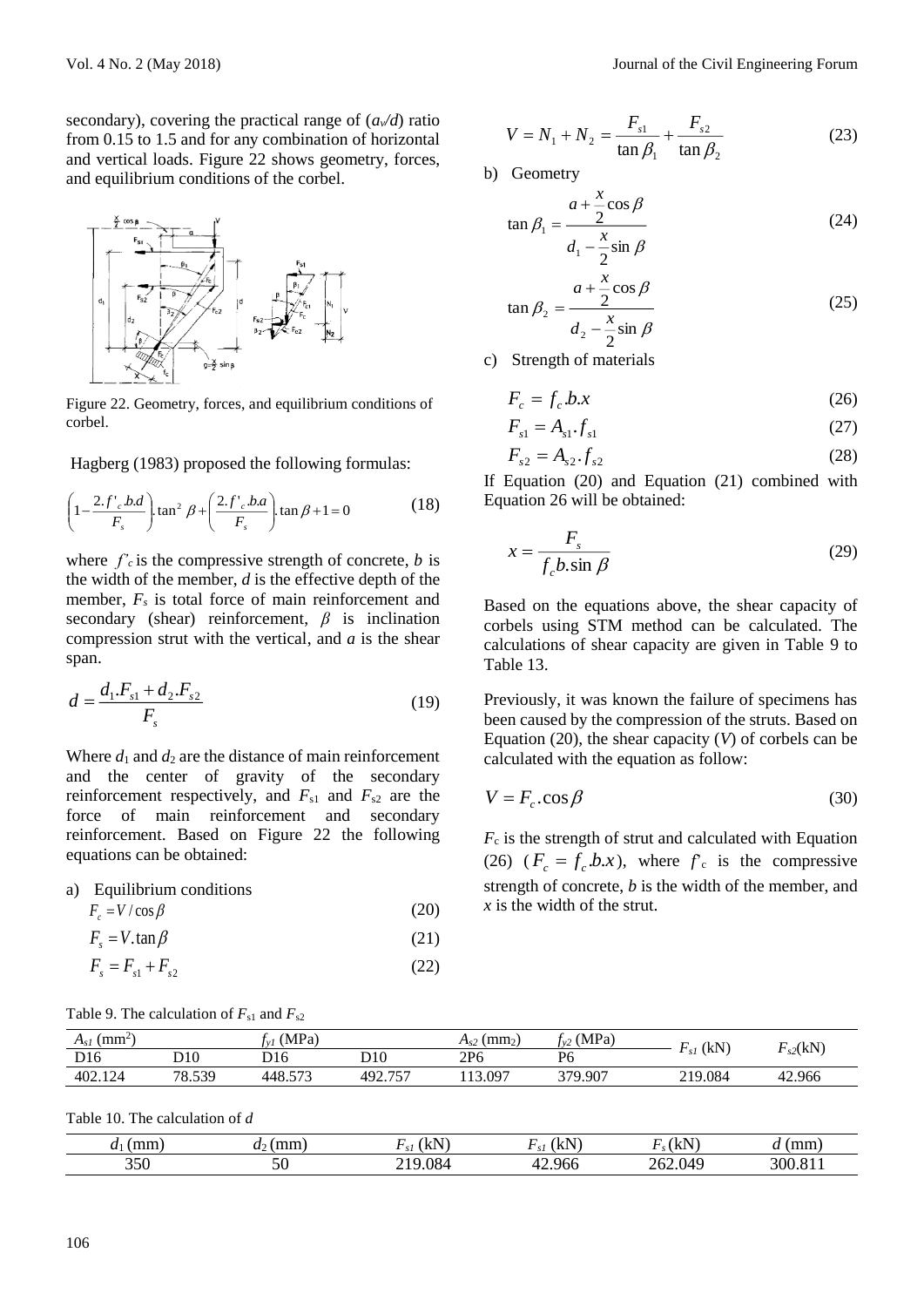secondary), covering the practical range of ($a_v/d$) ratio from 0.15 to 1.5 and for any combination of horizontal and vertical loads. Figure 22 shows geometry, forces, and equilibrium conditions of the corbel.

Figure 22. Geometry, forces, and equilibrium conditions of corbel.

Hagberg (1983) proposed the following formulas:

$$\left(1-\frac{2.f'_c.b.d}{F_s}\right).\tan^2\beta+\left(\frac{2.f'_c.b.a}{F_s}\right).\tan\beta+1=0 \tag{18}$$

where $f'_c$ is the compressive strength of concrete, $b$ is the width of the member, $d$ is the effective depth of the member, $F_s$ is total force of main reinforcement and secondary (shear) reinforcement, $\beta$ is inclination compression strut with the vertical, and $a$ is the shear span.

$$d=\frac{d_1.F_{s1}+d_2.F_{s2}}{F_s} \tag{19}$$

Where $d_1$ and $d_2$ are the distance of main reinforcement and the center of gravity of the secondary reinforcement respectively, and $F_{s1}$ and $F_{s2}$ are the force of main reinforcement and secondary reinforcement. Based on Figure 22 the following equations can be obtained:

a) Equilibrium conditions

$$F_c=V/\cos\beta \tag{20}$$

$$F_s=V.\tan\beta \tag{21}$$

$$F_s=F_{s1}+F_{s2} \tag{22}$$

$$V=N_1+N_2=\frac{F_{s1}}{\tan\beta_1}+\frac{F_{s2}}{\tan\beta_2} \tag{23}$$

b) Geometry

$$\tan\beta_1=\frac{a+\frac{x}{2}\cos\beta}{d_1-\frac{x}{2}\sin\beta} \tag{24}$$

$$\tan\beta_2=\frac{a+\frac{x}{2}\cos\beta}{d_2-\frac{x}{2}\sin\beta} \tag{25}$$

c) Strength of materials

$$F_c=f_c.b.x \tag{26}$$

$$F_{s1}=A_{s1}.f_{s1} \tag{27}$$

$$F_{s2}=A_{s2}.f_{s2} \tag{28}$$

If Equation (20) and Equation (21) combined with Equation 26 will be obtained:

$$x=\frac{F_s}{f_c b.\sin\beta} \tag{29}$$

Based on the equations above, the shear capacity of corbels using STM method can be calculated. The calculations of shear capacity are given in Table 9 to Table 13.

Previously, it was known the failure of specimens has been caused by the compression of the struts. Based on Equation (20), the shear capacity ($V$) of corbels can be calculated with the equation as follow:

$$V=F_c.\cos\beta \tag{30}$$

$F_c$ is the strength of strut and calculated with Equation (26) ($F_c=f_c.b.x$), where $f'_c$ is the compressive strength of concrete, $b$ is the width of the member, and $x$ is the width of the strut.

Table 9. The calculation of $F_{s1}$ and $F_{s2}$

| $A_{s1}$ (mm$^2$) | | $f_{y1}$ (MPa) | | $A_{s2}$ (mm$^2$) | $f_{y2}$ (MPa) | $F_{s1}$ (kN) | $F_{s2}$(kN) |
|---|---|---|---|---|---|---|---|
| D16 | D10 | D16 | D10 | 2P6 | P6 | | |
| 402.124 | 78.539 | 448.573 | 492.757 | 113.097 | 379.907 | 219.084 | 42.966 |

Table 10. The calculation of $d$

| $d_1$ (mm) | $d_2$ (mm) | $F_{s1}$ (kN) | $F_{s1}$ (kN) | $F_s$ (kN) | $d$ (mm) |
|---|---|---|---|---|---|
| 350 | 50 | 219.084 | 42.966 | 262.049 | 300.811 |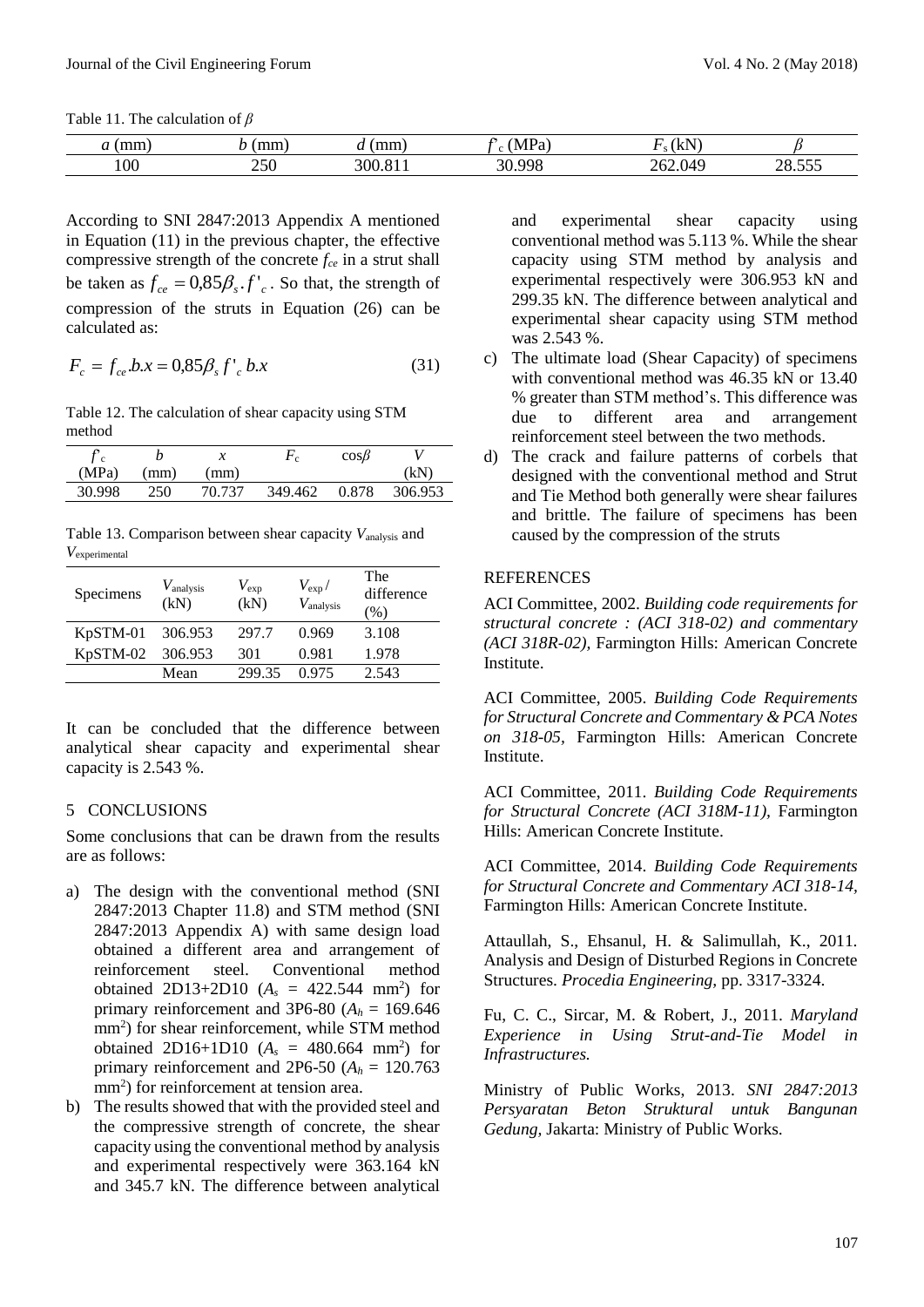Table 11. The calculation of $\beta$

| $a$ (mm) | $b$ (mm) | $d$ (mm) | $f'_c$ (MPa) | $F_s$ (kN) | $\beta$ |
|---|---|---|---|---|---|
| 100 | 250 | 300.811 | 30.998 | 262.049 | 28.555 |

According to SNI 2847:2013 Appendix A mentioned in Equation (11) in the previous chapter, the effective compressive strength of the concrete $f_{ce}$ in a strut shall be taken as $f_{ce} = 0{,}85\beta_s . f'_c$. So that, the strength of compression of the struts in Equation (26) can be calculated as:

$$F_c = f_{ce}.b.x = 0{,}85\beta_s f'_c \, b.x \tag{31}$$

Table 12. The calculation of shear capacity using STM method

| $f'_c$ (MPa) | $b$ (mm) | $x$ (mm) | $F_c$ | $\cos\beta$ | $V$ (kN) |
|---|---|---|---|---|---|
| 30.998 | 250 | 70.737 | 349.462 | 0.878 | 306.953 |

Table 13. Comparison between shear capacity $V_{analysis}$ and $V_{experimental}$

| Specimens | $V_{analysis}$ (kN) | $V_{exp}$ (kN) | $V_{exp}$ / $V_{analysis}$ | The difference (%) |
|---|---|---|---|---|
| KpSTM-01 | 306.953 | 297.7 | 0.969 | 3.108 |
| KpSTM-02 | 306.953 | 301 | 0.981 | 1.978 |
| | Mean | 299.35 | 0.975 | 2.543 |

It can be concluded that the difference between analytical shear capacity and experimental shear capacity is 2.543 %.

## 5 CONCLUSIONS

Some conclusions that can be drawn from the results are as follows:

a) The design with the conventional method (SNI 2847:2013 Chapter 11.8) and STM method (SNI 2847:2013 Appendix A) with same design load obtained a different area and arrangement of reinforcement steel. Conventional method obtained 2D13+2D10 ($A_s$ = 422.544 mm$^2$) for primary reinforcement and 3P6-80 ($A_h$ = 169.646 mm$^2$) for shear reinforcement, while STM method obtained 2D16+1D10 ($A_s$ = 480.664 mm$^2$) for primary reinforcement and 2P6-50 ($A_h$ = 120.763 mm$^2$) for reinforcement at tension area.
b) The results showed that with the provided steel and the compressive strength of concrete, the shear capacity using the conventional method by analysis and experimental respectively were 363.164 kN and 345.7 kN. The difference between analytical and experimental shear capacity using conventional method was 5.113 %. While the shear capacity using STM method by analysis and experimental respectively were 306.953 kN and 299.35 kN. The difference between analytical and experimental shear capacity using STM method was 2.543 %.
c) The ultimate load (Shear Capacity) of specimens with conventional method was 46.35 kN or 13.40 % greater than STM method's. This difference was due to different area and arrangement reinforcement steel between the two methods.
d) The crack and failure patterns of corbels that designed with the conventional method and Strut and Tie Method both generally were shear failures and brittle. The failure of specimens has been caused by the compression of the struts

## REFERENCES

ACI Committee, 2002. *Building code requirements for structural concrete : (ACI 318-02) and commentary (ACI 318R-02),* Farmington Hills: American Concrete Institute.

ACI Committee, 2005. *Building Code Requirements for Structural Concrete and Commentary & PCA Notes on 318-05,* Farmington Hills: American Concrete Institute.

ACI Committee, 2011. *Building Code Requirements for Structural Concrete (ACI 318M-11),* Farmington Hills: American Concrete Institute.

ACI Committee, 2014. *Building Code Requirements for Structural Concrete and Commentary ACI 318-14,* Farmington Hills: American Concrete Institute.

Attaullah, S., Ehsanul, H. & Salimullah, K., 2011. Analysis and Design of Disturbed Regions in Concrete Structures. *Procedia Engineering,* pp. 3317-3324.

Fu, C. C., Sircar, M. & Robert, J., 2011. *Maryland Experience in Using Strut-and-Tie Model in Infrastructures.*

Ministry of Public Works, 2013. *SNI 2847:2013 Persyaratan Beton Struktural untuk Bangunan Gedung,* Jakarta: Ministry of Public Works.